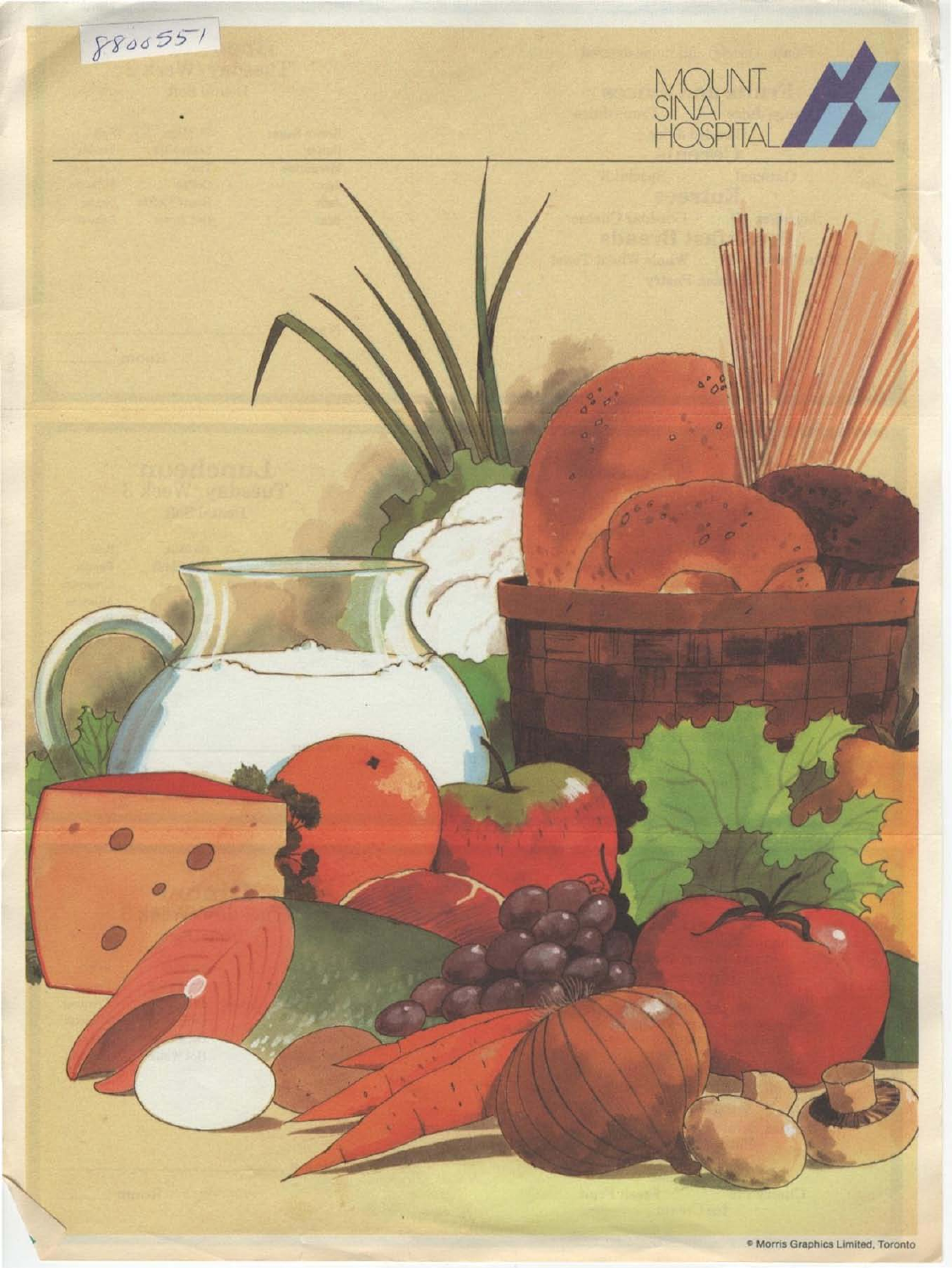8800551

MOUNT SINAI HOSPITAL

© Morris Graphics Limited, Toronto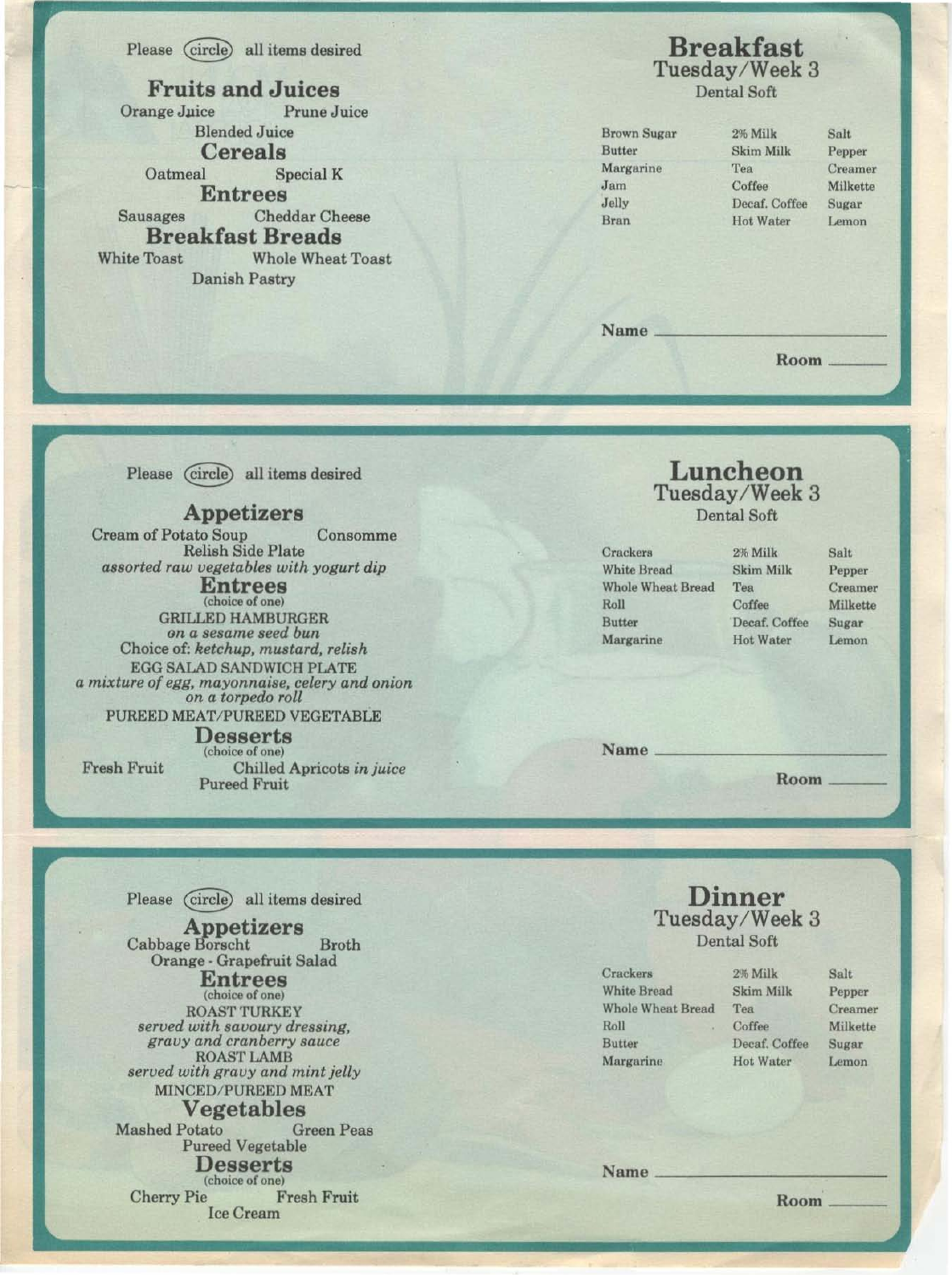Please (circle) all items desired

## Breakfast
### Tuesday/Week 3
Dental Soft

### Fruits and Juices
Orange Juice
Prune Juice
Blended Juice

### Cereals
Oatmeal
Special K

### Entrees
Sausages
Cheddar Cheese

### Breakfast Breads
White Toast
Whole Wheat Toast
Danish Pastry

| | | |
|---|---|---|
| Brown Sugar | 2% Milk | Salt |
| Butter | Skim Milk | Pepper |
| Margarine | Tea | Creamer |
| Jam | Coffee | Milkette |
| Jelly | Decaf. Coffee | Sugar |
| Bran | Hot Water | Lemon |

Name ______________________

Room ________

---

Please (circle) all items desired

## Luncheon
### Tuesday/Week 3
Dental Soft

### Appetizers
Cream of Potato Soup
Consomme
Relish Side Plate
*assorted raw vegetables with yogurt dip*

### Entrees
(choice of one)

GRILLED HAMBURGER
*on a sesame seed bun*
Choice of: *ketchup, mustard, relish*

EGG SALAD SANDWICH PLATE
*a mixture of egg, mayonnaise, celery and onion on a torpedo roll*

PUREED MEAT/PUREED VEGETABLE

### Desserts
(choice of one)

Fresh Fruit
Chilled Apricots *in juice*
Pureed Fruit

| | | |
|---|---|---|
| Crackers | 2% Milk | Salt |
| White Bread | Skim Milk | Pepper |
| Whole Wheat Bread | Tea | Creamer |
| Roll | Coffee | Milkette |
| Butter | Decaf. Coffee | Sugar |
| Margarine | Hot Water | Lemon |

Name ______________________

Room ________

---

Please (circle) all items desired

## Dinner
### Tuesday/Week 3
Dental Soft

### Appetizers
Cabbage Borscht
Broth
Orange - Grapefruit Salad

### Entrees
(choice of one)

ROAST TURKEY
*served with savoury dressing, gravy and cranberry sauce*

ROAST LAMB
*served with gravy and mint jelly*

MINCED/PUREED MEAT

### Vegetables
Mashed Potato
Green Peas
Pureed Vegetable

### Desserts
(choice of one)

Cherry Pie
Fresh Fruit
Ice Cream

| | | |
|---|---|---|
| Crackers | 2% Milk | Salt |
| White Bread | Skim Milk | Pepper |
| Whole Wheat Bread | Tea | Creamer |
| Roll | Coffee | Milkette |
| Butter | Decaf. Coffee | Sugar |
| Margarine | Hot Water | Lemon |

Name ______________________

Room ________